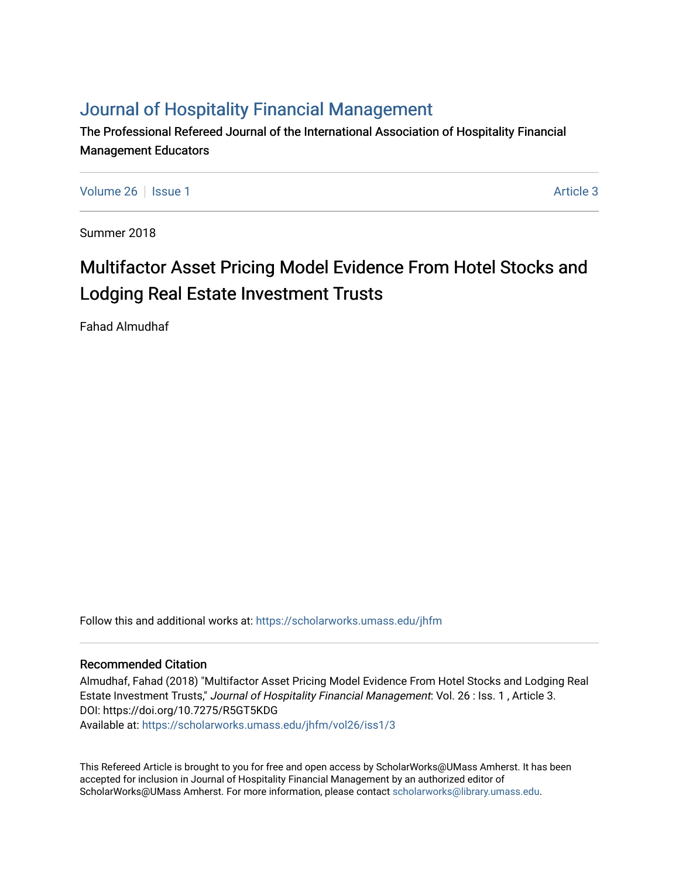# Journal of Hospitality Financial Management

The Professional Refereed Journal of the International Association of Hospitality Financial Management Educators

Volume 26 | Issue 1 Article 3

Summer 2018

## Multifactor Asset Pricing Model Evidence From Hotel Stocks and Lodging Real Estate Investment Trusts

Fahad Almudhaf

Follow this and additional works at: https://scholarworks.umass.edu/jhfm

### Recommended Citation

Almudhaf, Fahad (2018) "Multifactor Asset Pricing Model Evidence From Hotel Stocks and Lodging Real Estate Investment Trusts," *Journal of Hospitality Financial Management*: Vol. 26 : Iss. 1 , Article 3.
DOI: https://doi.org/10.7275/R5GT5KDG
Available at: https://scholarworks.umass.edu/jhfm/vol26/iss1/3

This Refereed Article is brought to you for free and open access by ScholarWorks@UMass Amherst. It has been accepted for inclusion in Journal of Hospitality Financial Management by an authorized editor of ScholarWorks@UMass Amherst. For more information, please contact scholarworks@library.umass.edu.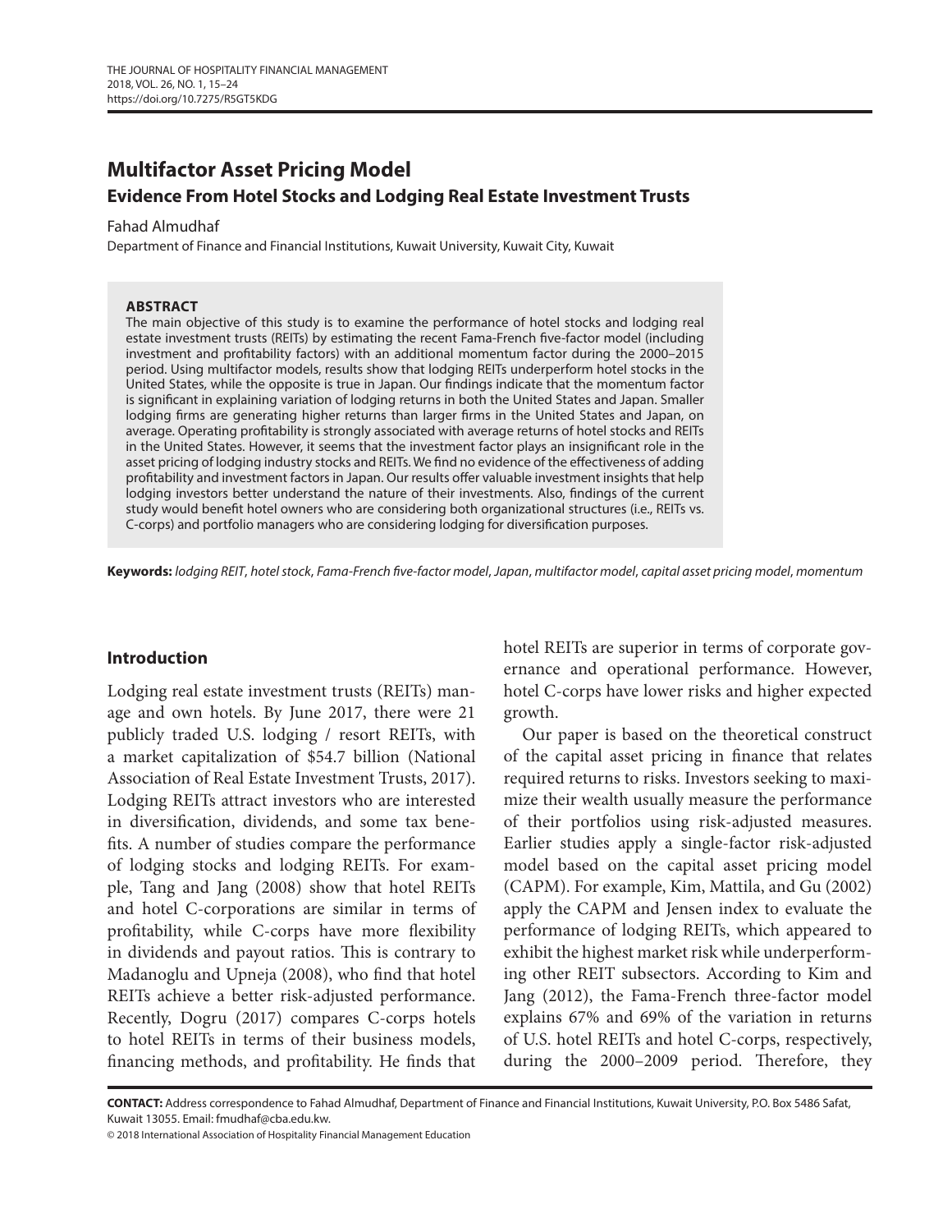# Multifactor Asset Pricing Model

## Evidence From Hotel Stocks and Lodging Real Estate Investment Trusts

Fahad Almudhaf

Department of Finance and Financial Institutions, Kuwait University, Kuwait City, Kuwait

### ABSTRACT

The main objective of this study is to examine the performance of hotel stocks and lodging real estate investment trusts (REITs) by estimating the recent Fama-French five-factor model (including investment and profitability factors) with an additional momentum factor during the 2000–2015 period. Using multifactor models, results show that lodging REITs underperform hotel stocks in the United States, while the opposite is true in Japan. Our findings indicate that the momentum factor is significant in explaining variation of lodging returns in both the United States and Japan. Smaller lodging firms are generating higher returns than larger firms in the United States and Japan, on average. Operating profitability is strongly associated with average returns of hotel stocks and REITs in the United States. However, it seems that the investment factor plays an insignificant role in the asset pricing of lodging industry stocks and REITs. We find no evidence of the effectiveness of adding profitability and investment factors in Japan. Our results offer valuable investment insights that help lodging investors better understand the nature of their investments. Also, findings of the current study would benefit hotel owners who are considering both organizational structures (i.e., REITs vs. C-corps) and portfolio managers who are considering lodging for diversification purposes.

**Keywords:** *lodging REIT*, *hotel stock*, *Fama-French five-factor model*, *Japan*, *multifactor model*, *capital asset pricing model*, *momentum*

## Introduction

Lodging real estate investment trusts (REITs) manage and own hotels. By June 2017, there were 21 publicly traded U.S. lodging / resort REITs, with a market capitalization of $54.7 billion (National Association of Real Estate Investment Trusts, 2017). Lodging REITs attract investors who are interested in diversification, dividends, and some tax benefits. A number of studies compare the performance of lodging stocks and lodging REITs. For example, Tang and Jang (2008) show that hotel REITs and hotel C-corporations are similar in terms of profitability, while C-corps have more flexibility in dividends and payout ratios. This is contrary to Madanoglu and Upneja (2008), who find that hotel REITs achieve a better risk-adjusted performance. Recently, Dogru (2017) compares C-corps hotels to hotel REITs in terms of their business models, financing methods, and profitability. He finds that hotel REITs are superior in terms of corporate governance and operational performance. However, hotel C-corps have lower risks and higher expected growth.

Our paper is based on the theoretical construct of the capital asset pricing in finance that relates required returns to risks. Investors seeking to maximize their wealth usually measure the performance of their portfolios using risk-adjusted measures. Earlier studies apply a single-factor risk-adjusted model based on the capital asset pricing model (CAPM). For example, Kim, Mattila, and Gu (2002) apply the CAPM and Jensen index to evaluate the performance of lodging REITs, which appeared to exhibit the highest market risk while underperforming other REIT subsectors. According to Kim and Jang (2012), the Fama-French three-factor model explains 67% and 69% of the variation in returns of U.S. hotel REITs and hotel C-corps, respectively, during the 2000–2009 period. Therefore, they

**CONTACT:** Address correspondence to Fahad Almudhaf, Department of Finance and Financial Institutions, Kuwait University, P.O. Box 5486 Safat, Kuwait 13055. Email: fmudhaf@cba.edu.kw.

© 2018 International Association of Hospitality Financial Management Education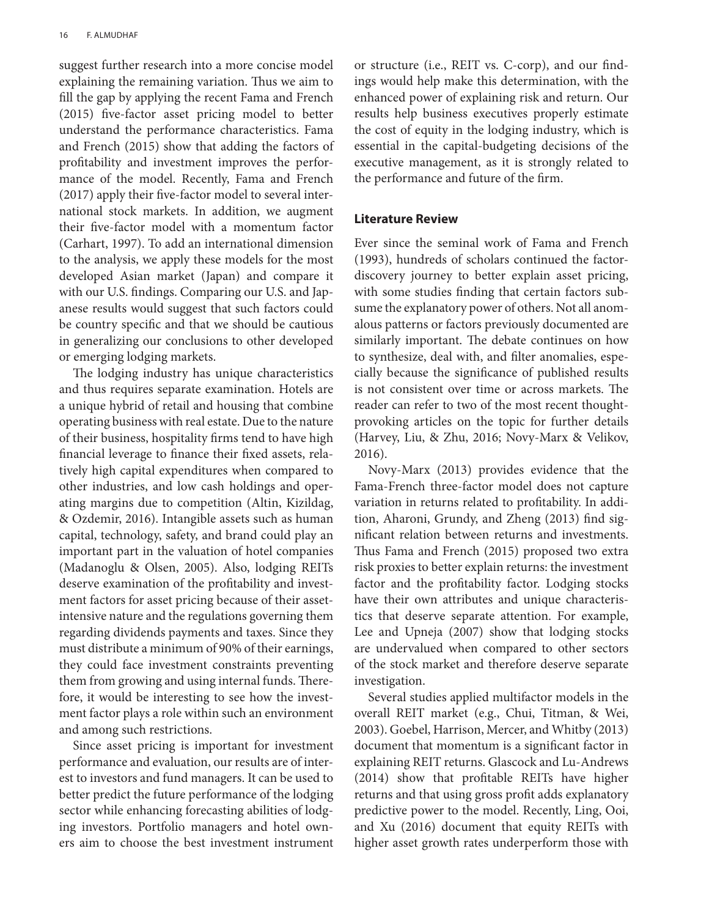suggest further research into a more concise model explaining the remaining variation. Thus we aim to fill the gap by applying the recent Fama and French (2015) five-factor asset pricing model to better understand the performance characteristics. Fama and French (2015) show that adding the factors of profitability and investment improves the performance of the model. Recently, Fama and French (2017) apply their five-factor model to several international stock markets. In addition, we augment their five-factor model with a momentum factor (Carhart, 1997). To add an international dimension to the analysis, we apply these models for the most developed Asian market (Japan) and compare it with our U.S. findings. Comparing our U.S. and Japanese results would suggest that such factors could be country specific and that we should be cautious in generalizing our conclusions to other developed or emerging lodging markets.

The lodging industry has unique characteristics and thus requires separate examination. Hotels are a unique hybrid of retail and housing that combine operating business with real estate. Due to the nature of their business, hospitality firms tend to have high financial leverage to finance their fixed assets, relatively high capital expenditures when compared to other industries, and low cash holdings and operating margins due to competition (Altin, Kizildag, & Ozdemir, 2016). Intangible assets such as human capital, technology, safety, and brand could play an important part in the valuation of hotel companies (Madanoglu & Olsen, 2005). Also, lodging REITs deserve examination of the profitability and investment factors for asset pricing because of their asset-intensive nature and the regulations governing them regarding dividends payments and taxes. Since they must distribute a minimum of 90% of their earnings, they could face investment constraints preventing them from growing and using internal funds. Therefore, it would be interesting to see how the investment factor plays a role within such an environment and among such restrictions.

Since asset pricing is important for investment performance and evaluation, our results are of interest to investors and fund managers. It can be used to better predict the future performance of the lodging sector while enhancing forecasting abilities of lodging investors. Portfolio managers and hotel owners aim to choose the best investment instrument or structure (i.e., REIT vs. C-corp), and our findings would help make this determination, with the enhanced power of explaining risk and return. Our results help business executives properly estimate the cost of equity in the lodging industry, which is essential in the capital-budgeting decisions of the executive management, as it is strongly related to the performance and future of the firm.

## Literature Review

Ever since the seminal work of Fama and French (1993), hundreds of scholars continued the factor-discovery journey to better explain asset pricing, with some studies finding that certain factors subsume the explanatory power of others. Not all anomalous patterns or factors previously documented are similarly important. The debate continues on how to synthesize, deal with, and filter anomalies, especially because the significance of published results is not consistent over time or across markets. The reader can refer to two of the most recent thought-provoking articles on the topic for further details (Harvey, Liu, & Zhu, 2016; Novy-Marx & Velikov, 2016).

Novy-Marx (2013) provides evidence that the Fama-French three-factor model does not capture variation in returns related to profitability. In addition, Aharoni, Grundy, and Zheng (2013) find significant relation between returns and investments. Thus Fama and French (2015) proposed two extra risk proxies to better explain returns: the investment factor and the profitability factor. Lodging stocks have their own attributes and unique characteristics that deserve separate attention. For example, Lee and Upneja (2007) show that lodging stocks are undervalued when compared to other sectors of the stock market and therefore deserve separate investigation.

Several studies applied multifactor models in the overall REIT market (e.g., Chui, Titman, & Wei, 2003). Goebel, Harrison, Mercer, and Whitby (2013) document that momentum is a significant factor in explaining REIT returns. Glascock and Lu-Andrews (2014) show that profitable REITs have higher returns and that using gross profit adds explanatory predictive power to the model. Recently, Ling, Ooi, and Xu (2016) document that equity REITs with higher asset growth rates underperform those with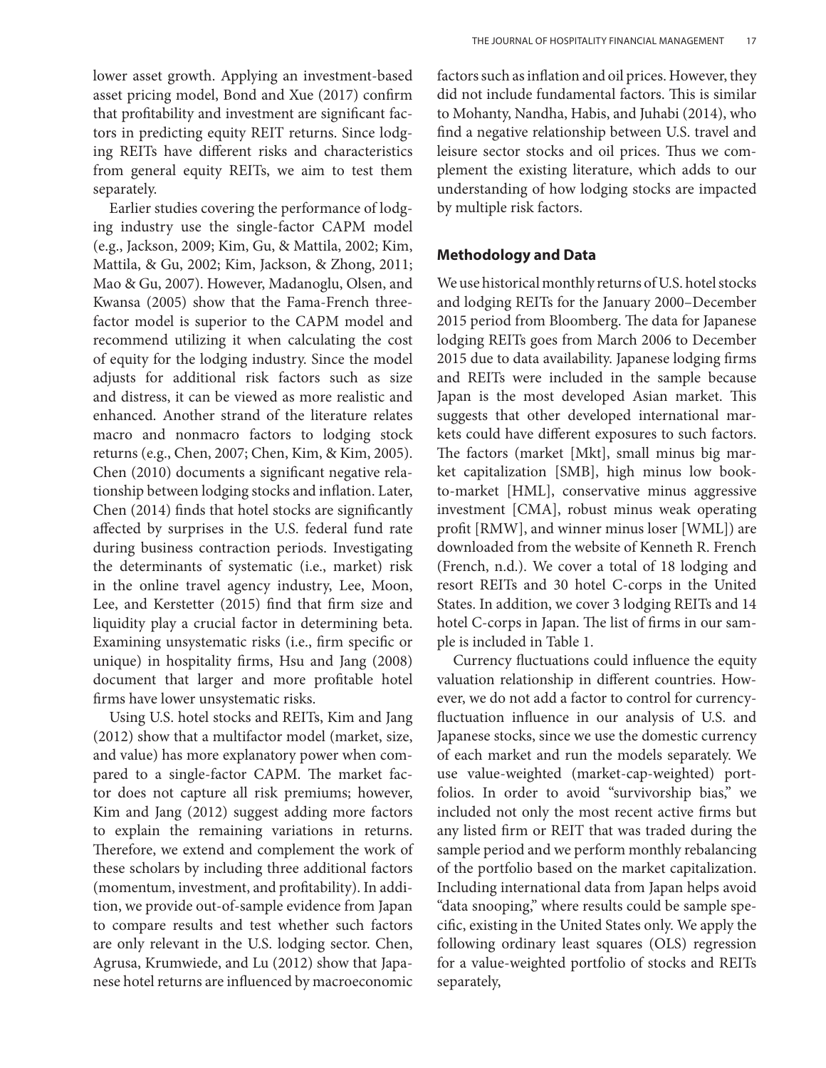lower asset growth. Applying an investment-based asset pricing model, Bond and Xue (2017) confirm that profitability and investment are significant factors in predicting equity REIT returns. Since lodging REITs have different risks and characteristics from general equity REITs, we aim to test them separately.

Earlier studies covering the performance of lodging industry use the single-factor CAPM model (e.g., Jackson, 2009; Kim, Gu, & Mattila, 2002; Kim, Mattila, & Gu, 2002; Kim, Jackson, & Zhong, 2011; Mao & Gu, 2007). However, Madanoglu, Olsen, and Kwansa (2005) show that the Fama-French three-factor model is superior to the CAPM model and recommend utilizing it when calculating the cost of equity for the lodging industry. Since the model adjusts for additional risk factors such as size and distress, it can be viewed as more realistic and enhanced. Another strand of the literature relates macro and nonmacro factors to lodging stock returns (e.g., Chen, 2007; Chen, Kim, & Kim, 2005). Chen (2010) documents a significant negative relationship between lodging stocks and inflation. Later, Chen (2014) finds that hotel stocks are significantly affected by surprises in the U.S. federal fund rate during business contraction periods. Investigating the determinants of systematic (i.e., market) risk in the online travel agency industry, Lee, Moon, Lee, and Kerstetter (2015) find that firm size and liquidity play a crucial factor in determining beta. Examining unsystematic risks (i.e., firm specific or unique) in hospitality firms, Hsu and Jang (2008) document that larger and more profitable hotel firms have lower unsystematic risks.

Using U.S. hotel stocks and REITs, Kim and Jang (2012) show that a multifactor model (market, size, and value) has more explanatory power when compared to a single-factor CAPM. The market factor does not capture all risk premiums; however, Kim and Jang (2012) suggest adding more factors to explain the remaining variations in returns. Therefore, we extend and complement the work of these scholars by including three additional factors (momentum, investment, and profitability). In addition, we provide out-of-sample evidence from Japan to compare results and test whether such factors are only relevant in the U.S. lodging sector. Chen, Agrusa, Krumwiede, and Lu (2012) show that Japanese hotel returns are influenced by macroeconomic factors such as inflation and oil prices. However, they did not include fundamental factors. This is similar to Mohanty, Nandha, Habis, and Juhabi (2014), who find a negative relationship between U.S. travel and leisure sector stocks and oil prices. Thus we complement the existing literature, which adds to our understanding of how lodging stocks are impacted by multiple risk factors.

## Methodology and Data

We use historical monthly returns of U.S. hotel stocks and lodging REITs for the January 2000–December 2015 period from Bloomberg. The data for Japanese lodging REITs goes from March 2006 to December 2015 due to data availability. Japanese lodging firms and REITs were included in the sample because Japan is the most developed Asian market. This suggests that other developed international markets could have different exposures to such factors. The factors (market [Mkt], small minus big market capitalization [SMB], high minus low book-to-market [HML], conservative minus aggressive investment [CMA], robust minus weak operating profit [RMW], and winner minus loser [WML]) are downloaded from the website of Kenneth R. French (French, n.d.). We cover a total of 18 lodging and resort REITs and 30 hotel C-corps in the United States. In addition, we cover 3 lodging REITs and 14 hotel C-corps in Japan. The list of firms in our sample is included in Table 1.

Currency fluctuations could influence the equity valuation relationship in different countries. However, we do not add a factor to control for currency-fluctuation influence in our analysis of U.S. and Japanese stocks, since we use the domestic currency of each market and run the models separately. We use value-weighted (market-cap-weighted) portfolios. In order to avoid "survivorship bias," we included not only the most recent active firms but any listed firm or REIT that was traded during the sample period and we perform monthly rebalancing of the portfolio based on the market capitalization. Including international data from Japan helps avoid "data snooping," where results could be sample specific, existing in the United States only. We apply the following ordinary least squares (OLS) regression for a value-weighted portfolio of stocks and REITs separately,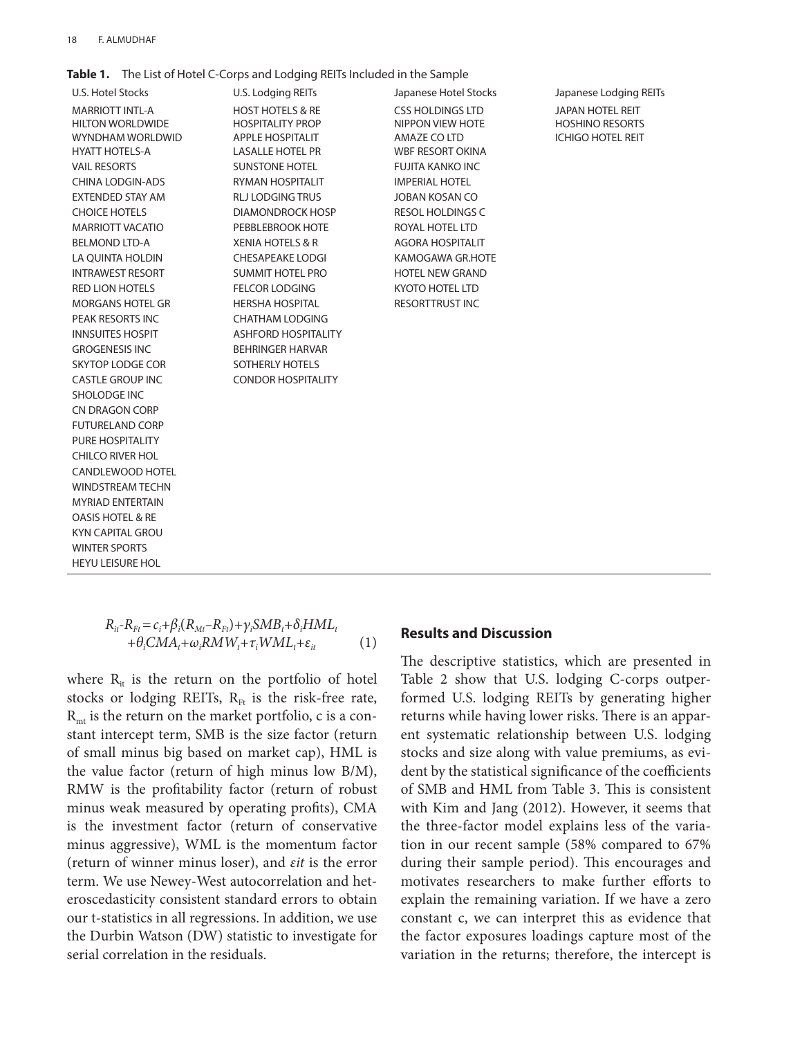**Table 1.** The List of Hotel C-Corps and Lodging REITs Included in the Sample

| U.S. Hotel Stocks | U.S. Lodging REITs | Japanese Hotel Stocks | Japanese Lodging REITs |
|---|---|---|---|
| MARRIOTT INTL-A | HOST HOTELS & RE | CSS HOLDINGS LTD | JAPAN HOTEL REIT |
| HILTON WORLDWIDE | HOSPITALITY PROP | NIPPON VIEW HOTE | HOSHINO RESORTS |
| WYNDHAM WORLDWID | APPLE HOSPITALIT | AMAZE CO LTD | ICHIGO HOTEL REIT |
| HYATT HOTELS-A | LASALLE HOTEL PR | WBF RESORT OKINA | |
| VAIL RESORTS | SUNSTONE HOTEL | FUJITA KANKO INC | |
| CHINA LODGIN-ADS | RYMAN HOSPITALIT | IMPERIAL HOTEL | |
| EXTENDED STAY AM | RLJ LODGING TRUS | JOBAN KOSAN CO | |
| CHOICE HOTELS | DIAMONDROCK HOSP | RESOL HOLDINGS C | |
| MARRIOTT VACATIO | PEBBLEBROOK HOTE | ROYAL HOTEL LTD | |
| BELMOND LTD-A | XENIA HOTELS & R | AGORA HOSPITALIT | |
| LA QUINTA HOLDIN | CHESAPEAKE LODGI | KAMOGAWA GR.HOTE | |
| INTRAWEST RESORT | SUMMIT HOTEL PRO | HOTEL NEW GRAND | |
| RED LION HOTELS | FELCOR LODGING | KYOTO HOTEL LTD | |
| MORGANS HOTEL GR | HERSHA HOSPITAL | RESORTTRUST INC | |
| PEAK RESORTS INC | CHATHAM LODGING | | |
| INNSUITES HOSPIT | ASHFORD HOSPITALITY | | |
| GROGENESIS INC | BEHRINGER HARVAR | | |
| SKYTOP LODGE COR | SOTHERLY HOTELS | | |
| CASTLE GROUP INC | CONDOR HOSPITALITY | | |
| SHOLODGE INC | | | |
| CN DRAGON CORP | | | |
| FUTURELAND CORP | | | |
| PURE HOSPITALITY | | | |
| CHILCO RIVER HOL | | | |
| CANDLEWOOD HOTEL | | | |
| WINDSTREAM TECHN | | | |
| MYRIAD ENTERTAIN | | | |
| OASIS HOTEL & RE | | | |
| KYN CAPITAL GROU | | | |
| WINTER SPORTS | | | |
| HEYU LEISURE HOL | | | |

$$R_{it}\text{-}R_{Ft} = c_i + \beta_i(R_{Mt} - R_{Ft}) + \gamma_i SMB_t + \delta_i HML_t + \theta_i CMA_t + \omega_i RMW_t + \tau_i WML_t + \varepsilon_{it} \quad (1)$$

where $R_{it}$ is the return on the portfolio of hotel stocks or lodging REITs, $R_{Ft}$ is the risk-free rate, $R_{mt}$ is the return on the market portfolio, c is a constant intercept term, SMB is the size factor (return of small minus big based on market cap), HML is the value factor (return of high minus low B/M), RMW is the profitability factor (return of robust minus weak measured by operating profits), CMA is the investment factor (return of conservative minus aggressive), WML is the momentum factor (return of winner minus loser), and $\varepsilon it$ is the error term. We use Newey-West autocorrelation and heteroscedasticity consistent standard errors to obtain our t-statistics in all regressions. In addition, we use the Durbin Watson (DW) statistic to investigate for serial correlation in the residuals.

## Results and Discussion

The descriptive statistics, which are presented in Table 2 show that U.S. lodging C-corps outperformed U.S. lodging REITs by generating higher returns while having lower risks. There is an apparent systematic relationship between U.S. lodging stocks and size along with value premiums, as evident by the statistical significance of the coefficients of SMB and HML from Table 3. This is consistent with Kim and Jang (2012). However, it seems that the three-factor model explains less of the variation in our recent sample (58% compared to 67% during their sample period). This encourages and motivates researchers to make further efforts to explain the remaining variation. If we have a zero constant c, we can interpret this as evidence that the factor exposures loadings capture most of the variation in the returns; therefore, the intercept is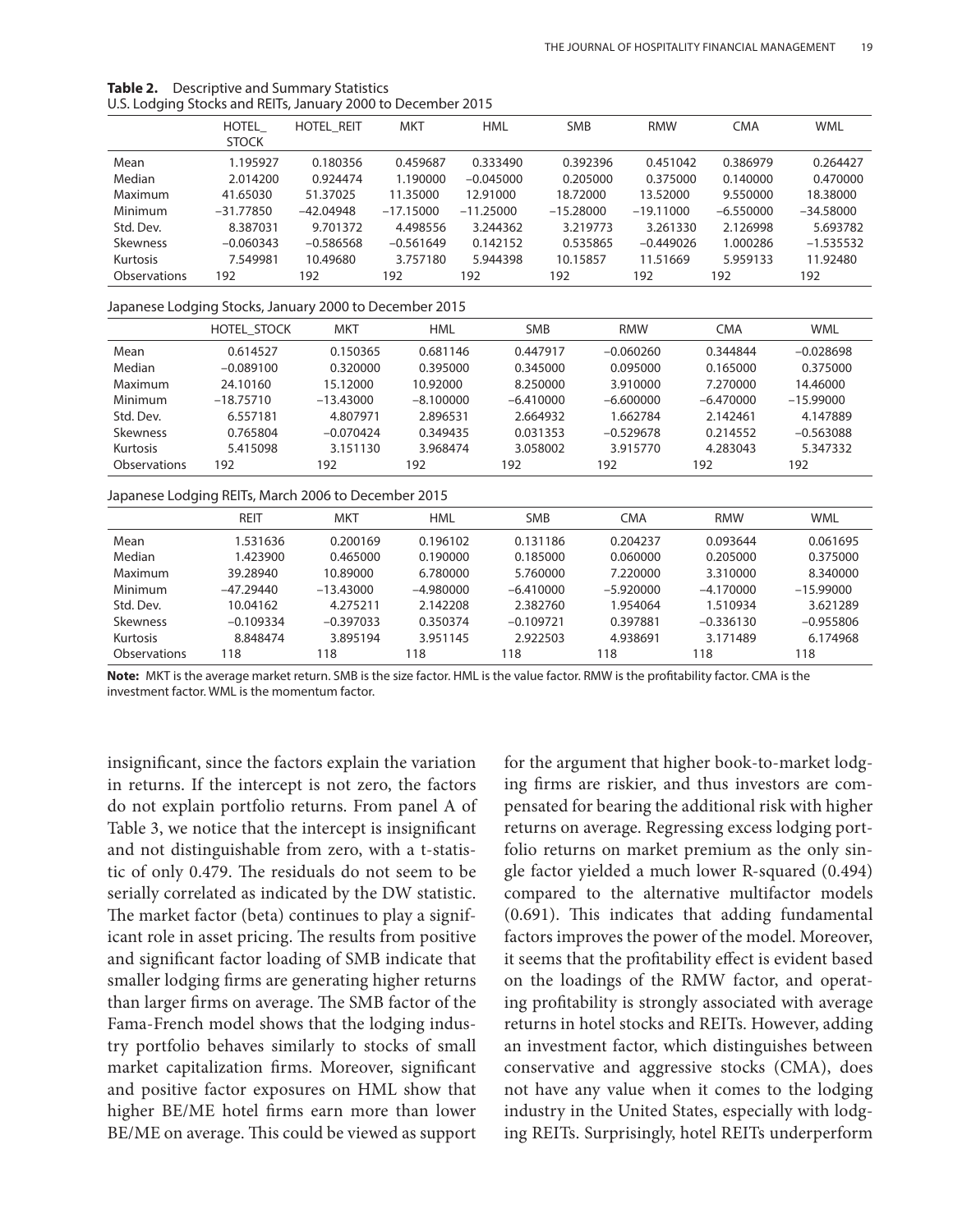**Table 2.** Descriptive and Summary Statistics

U.S. Lodging Stocks and REITs, January 2000 to December 2015

| | HOTEL_STOCK | HOTEL_REIT | MKT | HML | SMB | RMW | CMA | WML |
|---|---|---|---|---|---|---|---|---|
| Mean | 1.195927 | 0.180356 | 0.459687 | 0.333490 | 0.392396 | 0.451042 | 0.386979 | 0.264427 |
| Median | 2.014200 | 0.924474 | 1.190000 | −0.045000 | 0.205000 | 0.375000 | 0.140000 | 0.470000 |
| Maximum | 41.65030 | 51.37025 | 11.35000 | 12.91000 | 18.72000 | 13.52000 | 9.550000 | 18.38000 |
| Minimum | −31.77850 | −42.04948 | −17.15000 | −11.25000 | −15.28000 | −19.11000 | −6.550000 | −34.58000 |
| Std. Dev. | 8.387031 | 9.701372 | 4.498556 | 3.244362 | 3.219773 | 3.261330 | 2.126998 | 5.693782 |
| Skewness | −0.060343 | −0.586568 | −0.561649 | 0.142152 | 0.535865 | −0.449026 | 1.000286 | −1.535532 |
| Kurtosis | 7.549981 | 10.49680 | 3.757180 | 5.944398 | 10.15857 | 11.51669 | 5.959133 | 11.92480 |
| Observations | 192 | 192 | 192 | 192 | 192 | 192 | 192 | 192 |

Japanese Lodging Stocks, January 2000 to December 2015

| | HOTEL_STOCK | MKT | HML | SMB | RMW | CMA | WML |
|---|---|---|---|---|---|---|---|
| Mean | 0.614527 | 0.150365 | 0.681146 | 0.447917 | −0.060260 | 0.344844 | −0.028698 |
| Median | −0.089100 | 0.320000 | 0.395000 | 0.345000 | 0.095000 | 0.165000 | 0.375000 |
| Maximum | 24.10160 | 15.12000 | 10.92000 | 8.250000 | 3.910000 | 7.270000 | 14.46000 |
| Minimum | −18.75710 | −13.43000 | −8.100000 | −6.410000 | −6.600000 | −6.470000 | −15.99000 |
| Std. Dev. | 6.557181 | 4.807971 | 2.896531 | 2.664932 | 1.662784 | 2.142461 | 4.147889 |
| Skewness | 0.765804 | −0.070424 | 0.349435 | 0.031353 | −0.529678 | 0.214552 | −0.563088 |
| Kurtosis | 5.415098 | 3.151130 | 3.968474 | 3.058002 | 3.915770 | 4.283043 | 5.347332 |
| Observations | 192 | 192 | 192 | 192 | 192 | 192 | 192 |

Japanese Lodging REITs, March 2006 to December 2015

| | REIT | MKT | HML | SMB | CMA | RMW | WML |
|---|---|---|---|---|---|---|---|
| Mean | 1.531636 | 0.200169 | 0.196102 | 0.131186 | 0.204237 | 0.093644 | 0.061695 |
| Median | 1.423900 | 0.465000 | 0.190000 | 0.185000 | 0.060000 | 0.205000 | 0.375000 |
| Maximum | 39.28940 | 10.89000 | 6.780000 | 5.760000 | 7.220000 | 3.310000 | 8.340000 |
| Minimum | −47.29440 | −13.43000 | −4.980000 | −6.410000 | −5.920000 | −4.170000 | −15.99000 |
| Std. Dev. | 10.04162 | 4.275211 | 2.142208 | 2.382760 | 1.954064 | 1.510934 | 3.621289 |
| Skewness | −0.109334 | −0.397033 | 0.350374 | −0.109721 | 0.397881 | −0.336130 | −0.955806 |
| Kurtosis | 8.848474 | 3.895194 | 3.951145 | 2.922503 | 4.938691 | 3.171489 | 6.174968 |
| Observations | 118 | 118 | 118 | 118 | 118 | 118 | 118 |

**Note:** MKT is the average market return. SMB is the size factor. HML is the value factor. RMW is the profitability factor. CMA is the investment factor. WML is the momentum factor.

insignificant, since the factors explain the variation in returns. If the intercept is not zero, the factors do not explain portfolio returns. From panel A of Table 3, we notice that the intercept is insignificant and not distinguishable from zero, with a t-statistic of only 0.479. The residuals do not seem to be serially correlated as indicated by the DW statistic. The market factor (beta) continues to play a significant role in asset pricing. The results from positive and significant factor loading of SMB indicate that smaller lodging firms are generating higher returns than larger firms on average. The SMB factor of the Fama-French model shows that the lodging industry portfolio behaves similarly to stocks of small market capitalization firms. Moreover, significant and positive factor exposures on HML show that higher BE/ME hotel firms earn more than lower BE/ME on average. This could be viewed as support for the argument that higher book-to-market lodging firms are riskier, and thus investors are compensated for bearing the additional risk with higher returns on average. Regressing excess lodging portfolio returns on market premium as the only single factor yielded a much lower R-squared (0.494) compared to the alternative multifactor models (0.691). This indicates that adding fundamental factors improves the power of the model. Moreover, it seems that the profitability effect is evident based on the loadings of the RMW factor, and operating profitability is strongly associated with average returns in hotel stocks and REITs. However, adding an investment factor, which distinguishes between conservative and aggressive stocks (CMA), does not have any value when it comes to the lodging industry in the United States, especially with lodging REITs. Surprisingly, hotel REITs underperform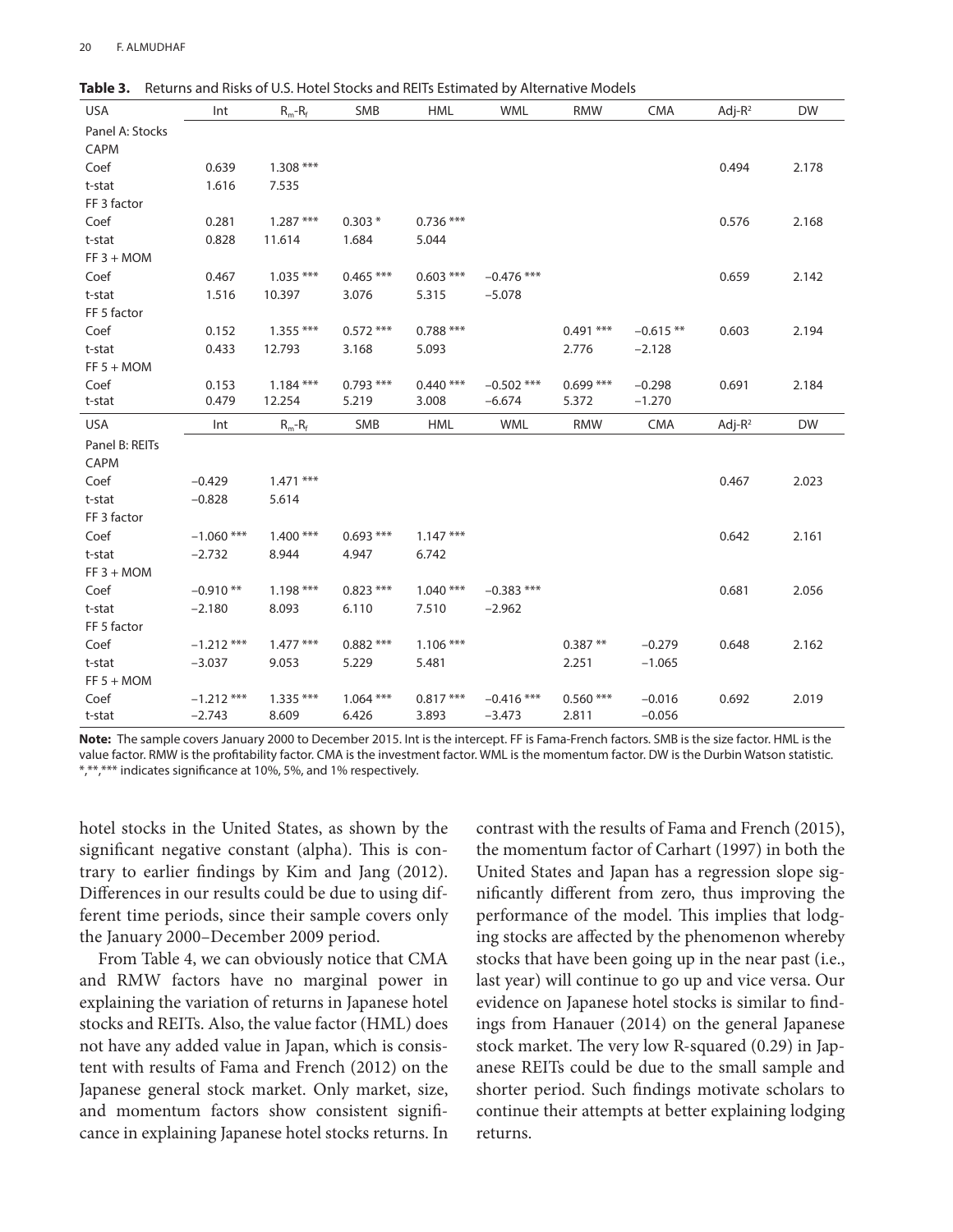**Table 3.** Returns and Risks of U.S. Hotel Stocks and REITs Estimated by Alternative Models

| USA | Int | $R_m$-$R_f$ | SMB | HML | WML | RMW | CMA | Adj-$R^2$ | DW |
|---|---|---|---|---|---|---|---|---|---|
| Panel A: Stocks | | | | | | | | | |
| CAPM | | | | | | | | | |
| Coef | 0.639 | 1.308 *** | | | | | | 0.494 | 2.178 |
| t-stat | 1.616 | 7.535 | | | | | | | |
| FF 3 factor | | | | | | | | | |
| Coef | 0.281 | 1.287 *** | 0.303 * | 0.736 *** | | | | 0.576 | 2.168 |
| t-stat | 0.828 | 11.614 | 1.684 | 5.044 | | | | | |
| FF 3 + MOM | | | | | | | | | |
| Coef | 0.467 | 1.035 *** | 0.465 *** | 0.603 *** | −0.476 *** | | | 0.659 | 2.142 |
| t-stat | 1.516 | 10.397 | 3.076 | 5.315 | −5.078 | | | | |
| FF 5 factor | | | | | | | | | |
| Coef | 0.152 | 1.355 *** | 0.572 *** | 0.788 *** | | 0.491 *** | −0.615 ** | 0.603 | 2.194 |
| t-stat | 0.433 | 12.793 | 3.168 | 5.093 | | 2.776 | −2.128 | | |
| FF 5 + MOM | | | | | | | | | |
| Coef | 0.153 | 1.184 *** | 0.793 *** | 0.440 *** | −0.502 *** | 0.699 *** | −0.298 | 0.691 | 2.184 |
| t-stat | 0.479 | 12.254 | 5.219 | 3.008 | −6.674 | 5.372 | −1.270 | | |
| **USA** | **Int** | **$R_m$-$R_f$** | **SMB** | **HML** | **WML** | **RMW** | **CMA** | **Adj-$R^2$** | **DW** |
| Panel B: REITs | | | | | | | | | |
| CAPM | | | | | | | | | |
| Coef | −0.429 | 1.471 *** | | | | | | 0.467 | 2.023 |
| t-stat | −0.828 | 5.614 | | | | | | | |
| FF 3 factor | | | | | | | | | |
| Coef | −1.060 *** | 1.400 *** | 0.693 *** | 1.147 *** | | | | 0.642 | 2.161 |
| t-stat | −2.732 | 8.944 | 4.947 | 6.742 | | | | | |
| FF 3 + MOM | | | | | | | | | |
| Coef | −0.910 ** | 1.198 *** | 0.823 *** | 1.040 *** | −0.383 *** | | | 0.681 | 2.056 |
| t-stat | −2.180 | 8.093 | 6.110 | 7.510 | −2.962 | | | | |
| FF 5 factor | | | | | | | | | |
| Coef | −1.212 *** | 1.477 *** | 0.882 *** | 1.106 *** | | 0.387 ** | −0.279 | 0.648 | 2.162 |
| t-stat | −3.037 | 9.053 | 5.229 | 5.481 | | 2.251 | −1.065 | | |
| FF 5 + MOM | | | | | | | | | |
| Coef | −1.212 *** | 1.335 *** | 1.064 *** | 0.817 *** | −0.416 *** | 0.560 *** | −0.016 | 0.692 | 2.019 |
| t-stat | −2.743 | 8.609 | 6.426 | 3.893 | −3.473 | 2.811 | −0.056 | | |

**Note:** The sample covers January 2000 to December 2015. Int is the intercept. FF is Fama-French factors. SMB is the size factor. HML is the value factor. RMW is the profitability factor. CMA is the investment factor. WML is the momentum factor. DW is the Durbin Watson statistic. *,**,*** indicates significance at 10%, 5%, and 1% respectively.

hotel stocks in the United States, as shown by the significant negative constant (alpha). This is contrary to earlier findings by Kim and Jang (2012). Differences in our results could be due to using different time periods, since their sample covers only the January 2000–December 2009 period.

From Table 4, we can obviously notice that CMA and RMW factors have no marginal power in explaining the variation of returns in Japanese hotel stocks and REITs. Also, the value factor (HML) does not have any added value in Japan, which is consistent with results of Fama and French (2012) on the Japanese general stock market. Only market, size, and momentum factors show consistent significance in explaining Japanese hotel stocks returns. In contrast with the results of Fama and French (2015), the momentum factor of Carhart (1997) in both the United States and Japan has a regression slope significantly different from zero, thus improving the performance of the model. This implies that lodging stocks are affected by the phenomenon whereby stocks that have been going up in the near past (i.e., last year) will continue to go up and vice versa. Our evidence on Japanese hotel stocks is similar to findings from Hanauer (2014) on the general Japanese stock market. The very low R-squared (0.29) in Japanese REITs could be due to the small sample and shorter period. Such findings motivate scholars to continue their attempts at better explaining lodging returns.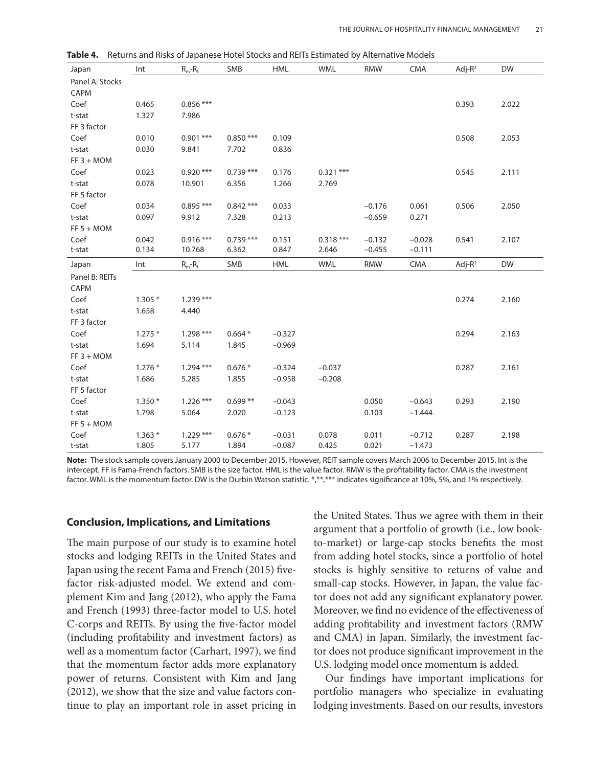**Table 4.** Returns and Risks of Japanese Hotel Stocks and REITs Estimated by Alternative Models

| Japan | Int | $R_m$-$R_f$ | SMB | HML | WML | RMW | CMA | Adj-$R^2$ | DW |
|---|---|---|---|---|---|---|---|---|---|
| Panel A: Stocks | | | | | | | | | |
| CAPM | | | | | | | | | |
| Coef | 0.465 | 0.856 *** | | | | | | 0.393 | 2.022 |
| t-stat | 1.327 | 7.986 | | | | | | | |
| FF 3 factor | | | | | | | | | |
| Coef | 0.010 | 0.901 *** | 0.850 *** | 0.109 | | | | 0.508 | 2.053 |
| t-stat | 0.030 | 9.841 | 7.702 | 0.836 | | | | | |
| FF 3 + MOM | | | | | | | | | |
| Coef | 0.023 | 0.920 *** | 0.739 *** | 0.176 | 0.321 *** | | | 0.545 | 2.111 |
| t-stat | 0.078 | 10.901 | 6.356 | 1.266 | 2.769 | | | | |
| FF 5 factor | | | | | | | | | |
| Coef | 0.034 | 0.895 *** | 0.842 *** | 0.033 | | −0.176 | 0.061 | 0.506 | 2.050 |
| t-stat | 0.097 | 9.912 | 7.328 | 0.213 | | −0.659 | 0.271 | | |
| FF 5 + MOM | | | | | | | | | |
| Coef | 0.042 | 0.916 *** | 0.739 *** | 0.151 | 0.318 *** | −0.132 | −0.028 | 0.541 | 2.107 |
| t-stat | 0.134 | 10.768 | 6.362 | 0.847 | 2.646 | −0.455 | −0.111 | | |
| **Japan** | **Int** | **$R_m$-$R_f$** | **SMB** | **HML** | **WML** | **RMW** | **CMA** | **Adj-$R^2$** | **DW** |
| Panel B: REITs | | | | | | | | | |
| CAPM | | | | | | | | | |
| Coef | 1.305 * | 1.239 *** | | | | | | 0.274 | 2.160 |
| t-stat | 1.658 | 4.440 | | | | | | | |
| FF 3 factor | | | | | | | | | |
| Coef | 1.275 * | 1.298 *** | 0.664 * | −0.327 | | | | 0.294 | 2.163 |
| t-stat | 1.694 | 5.114 | 1.845 | −0.969 | | | | | |
| FF 3 + MOM | | | | | | | | | |
| Coef | 1.276 * | 1.294 *** | 0.676 * | −0.324 | −0.037 | | | 0.287 | 2.161 |
| t-stat | 1.686 | 5.285 | 1.855 | −0.958 | −0.208 | | | | |
| FF 5 factor | | | | | | | | | |
| Coef | 1.350 * | 1.226 *** | 0.699 ** | −0.043 | | 0.050 | −0.643 | 0.293 | 2.190 |
| t-stat | 1.798 | 5.064 | 2.020 | −0.123 | | 0.103 | −1.444 | | |
| FF 5 + MOM | | | | | | | | | |
| Coef | 1.363 * | 1.229 *** | 0.676 * | −0.031 | 0.078 | 0.011 | −0.712 | 0.287 | 2.198 |
| t-stat | 1.805 | 5.177 | 1.894 | −0.087 | 0.425 | 0.021 | −1.473 | | |

**Note:** The stock sample covers January 2000 to December 2015. However, REIT sample covers March 2006 to December 2015. Int is the intercept. FF is Fama-French factors. SMB is the size factor. HML is the value factor. RMW is the profitability factor. CMA is the investment factor. WML is the momentum factor. DW is the Durbin Watson statistic. *,**,*** indicates significance at 10%, 5%, and 1% respectively.

## Conclusion, Implications, and Limitations

The main purpose of our study is to examine hotel stocks and lodging REITs in the United States and Japan using the recent Fama and French (2015) five-factor risk-adjusted model. We extend and complement Kim and Jang (2012), who apply the Fama and French (1993) three-factor model to U.S. hotel C-corps and REITs. By using the five-factor model (including profitability and investment factors) as well as a momentum factor (Carhart, 1997), we find that the momentum factor adds more explanatory power of returns. Consistent with Kim and Jang (2012), we show that the size and value factors continue to play an important role in asset pricing in the United States. Thus we agree with them in their argument that a portfolio of growth (i.e., low book-to-market) or large-cap stocks benefits the most from adding hotel stocks, since a portfolio of hotel stocks is highly sensitive to returns of value and small-cap stocks. However, in Japan, the value factor does not add any significant explanatory power. Moreover, we find no evidence of the effectiveness of adding profitability and investment factors (RMW and CMA) in Japan. Similarly, the investment factor does not produce significant improvement in the U.S. lodging model once momentum is added.

Our findings have important implications for portfolio managers who specialize in evaluating lodging investments. Based on our results, investors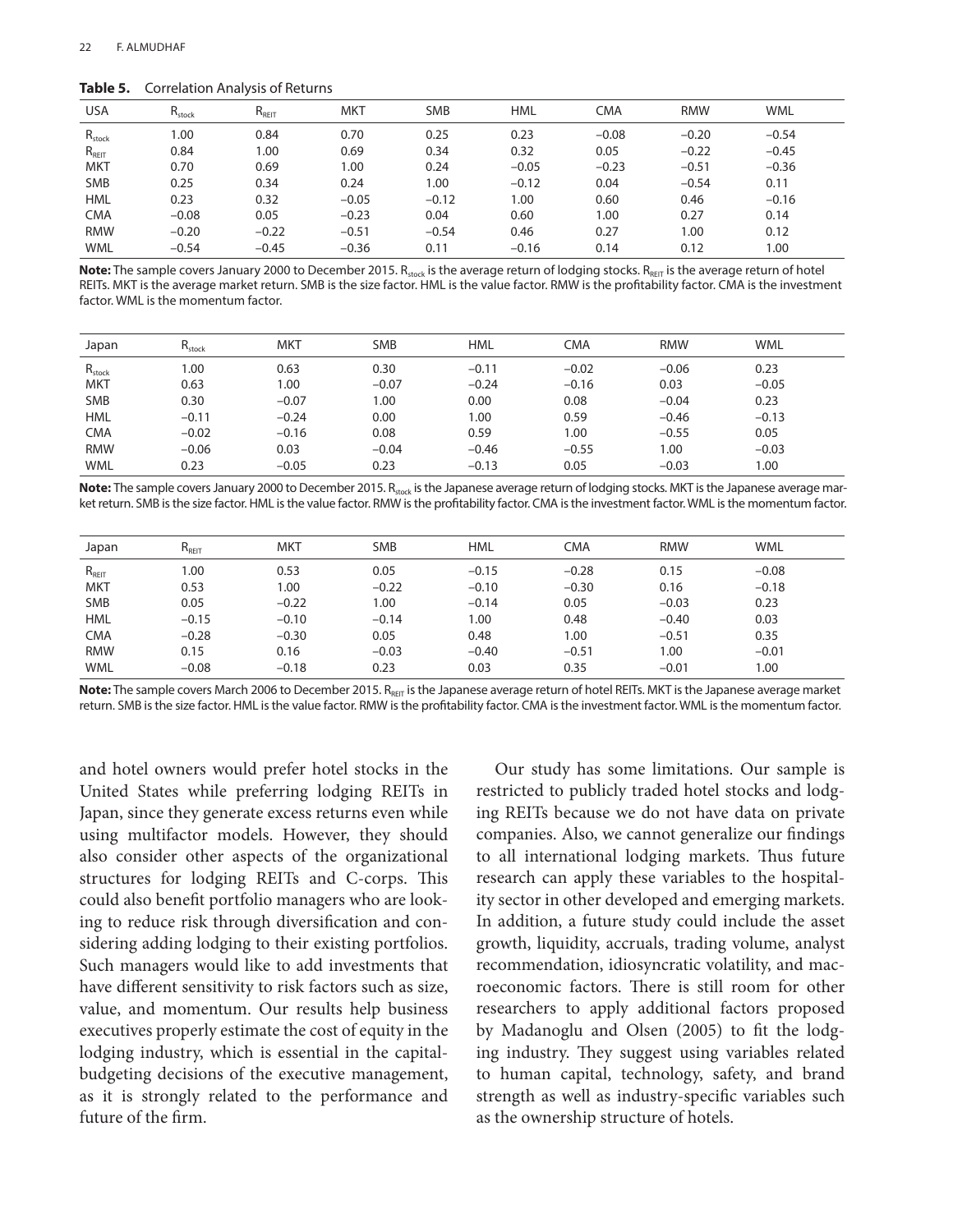**Table 5.** Correlation Analysis of Returns

| USA | $R_{stock}$ | $R_{REIT}$ | MKT | SMB | HML | CMA | RMW | WML |
|---|---|---|---|---|---|---|---|---|
| $R_{stock}$ | 1.00 | 0.84 | 0.70 | 0.25 | 0.23 | −0.08 | −0.20 | −0.54 |
| $R_{REIT}$ | 0.84 | 1.00 | 0.69 | 0.34 | 0.32 | 0.05 | −0.22 | −0.45 |
| MKT | 0.70 | 0.69 | 1.00 | 0.24 | −0.05 | −0.23 | −0.51 | −0.36 |
| SMB | 0.25 | 0.34 | 0.24 | 1.00 | −0.12 | 0.04 | −0.54 | 0.11 |
| HML | 0.23 | 0.32 | −0.05 | −0.12 | 1.00 | 0.60 | 0.46 | −0.16 |
| CMA | −0.08 | 0.05 | −0.23 | 0.04 | 0.60 | 1.00 | 0.27 | 0.14 |
| RMW | −0.20 | −0.22 | −0.51 | −0.54 | 0.46 | 0.27 | 1.00 | 0.12 |
| WML | −0.54 | −0.45 | −0.36 | 0.11 | −0.16 | 0.14 | 0.12 | 1.00 |

**Note:** The sample covers January 2000 to December 2015. $R_{stock}$ is the average return of lodging stocks. $R_{REIT}$ is the average return of hotel REITs. MKT is the average market return. SMB is the size factor. HML is the value factor. RMW is the profitability factor. CMA is the investment factor. WML is the momentum factor.

| Japan | $R_{stock}$ | MKT | SMB | HML | CMA | RMW | WML |
|---|---|---|---|---|---|---|---|
| $R_{stock}$ | 1.00 | 0.63 | 0.30 | −0.11 | −0.02 | −0.06 | 0.23 |
| MKT | 0.63 | 1.00 | −0.07 | −0.24 | −0.16 | 0.03 | −0.05 |
| SMB | 0.30 | −0.07 | 1.00 | 0.00 | 0.08 | −0.04 | 0.23 |
| HML | −0.11 | −0.24 | 0.00 | 1.00 | 0.59 | −0.46 | −0.13 |
| CMA | −0.02 | −0.16 | 0.08 | 0.59 | 1.00 | −0.55 | 0.05 |
| RMW | −0.06 | 0.03 | −0.04 | −0.46 | −0.55 | 1.00 | −0.03 |
| WML | 0.23 | −0.05 | 0.23 | −0.13 | 0.05 | −0.03 | 1.00 |

**Note:** The sample covers January 2000 to December 2015. $R_{stock}$ is the Japanese average return of lodging stocks. MKT is the Japanese average market return. SMB is the size factor. HML is the value factor. RMW is the profitability factor. CMA is the investment factor. WML is the momentum factor.

| Japan | $R_{REIT}$ | MKT | SMB | HML | CMA | RMW | WML |
|---|---|---|---|---|---|---|---|
| $R_{REIT}$ | 1.00 | 0.53 | 0.05 | −0.15 | −0.28 | 0.15 | −0.08 |
| MKT | 0.53 | 1.00 | −0.22 | −0.10 | −0.30 | 0.16 | −0.18 |
| SMB | 0.05 | −0.22 | 1.00 | −0.14 | 0.05 | −0.03 | 0.23 |
| HML | −0.15 | −0.10 | −0.14 | 1.00 | 0.48 | −0.40 | 0.03 |
| CMA | −0.28 | −0.30 | 0.05 | 0.48 | 1.00 | −0.51 | 0.35 |
| RMW | 0.15 | 0.16 | −0.03 | −0.40 | −0.51 | 1.00 | −0.01 |
| WML | −0.08 | −0.18 | 0.23 | 0.03 | 0.35 | −0.01 | 1.00 |

**Note:** The sample covers March 2006 to December 2015. $R_{REIT}$ is the Japanese average return of hotel REITs. MKT is the Japanese average market return. SMB is the size factor. HML is the value factor. RMW is the profitability factor. CMA is the investment factor. WML is the momentum factor.

and hotel owners would prefer hotel stocks in the United States while preferring lodging REITs in Japan, since they generate excess returns even while using multifactor models. However, they should also consider other aspects of the organizational structures for lodging REITs and C-corps. This could also benefit portfolio managers who are looking to reduce risk through diversification and considering adding lodging to their existing portfolios. Such managers would like to add investments that have different sensitivity to risk factors such as size, value, and momentum. Our results help business executives properly estimate the cost of equity in the lodging industry, which is essential in the capital-budgeting decisions of the executive management, as it is strongly related to the performance and future of the firm.

Our study has some limitations. Our sample is restricted to publicly traded hotel stocks and lodging REITs because we do not have data on private companies. Also, we cannot generalize our findings to all international lodging markets. Thus future research can apply these variables to the hospitality sector in other developed and emerging markets. In addition, a future study could include the asset growth, liquidity, accruals, trading volume, analyst recommendation, idiosyncratic volatility, and macroeconomic factors. There is still room for other researchers to apply additional factors proposed by Madanoglu and Olsen (2005) to fit the lodging industry. They suggest using variables related to human capital, technology, safety, and brand strength as well as industry-specific variables such as the ownership structure of hotels.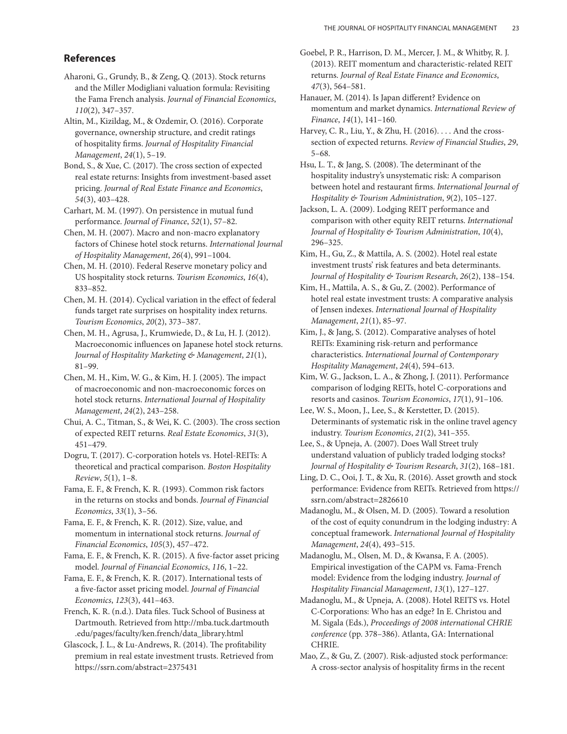## References

Aharoni, G., Grundy, B., & Zeng, Q. (2013). Stock returns and the Miller Modigliani valuation formula: Revisiting the Fama French analysis. *Journal of Financial Economics*, *110*(2), 347–357.

Altin, M., Kizildag, M., & Ozdemir, O. (2016). Corporate governance, ownership structure, and credit ratings of hospitality firms. *Journal of Hospitality Financial Management*, *24*(1), 5–19.

Bond, S., & Xue, C. (2017). The cross section of expected real estate returns: Insights from investment-based asset pricing. *Journal of Real Estate Finance and Economics*, *54*(3), 403–428.

Carhart, M. M. (1997). On persistence in mutual fund performance. *Journal of Finance*, *52*(1), 57–82.

Chen, M. H. (2007). Macro and non-macro explanatory factors of Chinese hotel stock returns. *International Journal of Hospitality Management*, *26*(4), 991–1004.

Chen, M. H. (2010). Federal Reserve monetary policy and US hospitality stock returns. *Tourism Economics*, *16*(4), 833–852.

Chen, M. H. (2014). Cyclical variation in the effect of federal funds target rate surprises on hospitality index returns. *Tourism Economics*, *20*(2), 373–387.

Chen, M. H., Agrusa, J., Krumwiede, D., & Lu, H. J. (2012). Macroeconomic influences on Japanese hotel stock returns. *Journal of Hospitality Marketing & Management*, *21*(1), 81–99.

Chen, M. H., Kim, W. G., & Kim, H. J. (2005). The impact of macroeconomic and non-macroeconomic forces on hotel stock returns. *International Journal of Hospitality Management*, *24*(2), 243–258.

Chui, A. C., Titman, S., & Wei, K. C. (2003). The cross section of expected REIT returns. *Real Estate Economics*, *31*(3), 451–479.

Dogru, T. (2017). C-corporation hotels vs. Hotel-REITs: A theoretical and practical comparison. *Boston Hospitality Review*, *5*(1), 1–8.

Fama, E. F., & French, K. R. (1993). Common risk factors in the returns on stocks and bonds. *Journal of Financial Economics*, *33*(1), 3–56.

Fama, E. F., & French, K. R. (2012). Size, value, and momentum in international stock returns. *Journal of Financial Economics*, *105*(3), 457–472.

Fama, E. F., & French, K. R. (2015). A five-factor asset pricing model. *Journal of Financial Economics*, *116*, 1–22.

Fama, E. F., & French, K. R. (2017). International tests of a five-factor asset pricing model. *Journal of Financial Economics*, *123*(3), 441–463.

French, K. R. (n.d.). Data files. Tuck School of Business at Dartmouth. Retrieved from http://mba.tuck.dartmouth.edu/pages/faculty/ken.french/data_library.html

Glascock, J. L., & Lu-Andrews, R. (2014). The profitability premium in real estate investment trusts. Retrieved from https://ssrn.com/abstract=2375431

Goebel, P. R., Harrison, D. M., Mercer, J. M., & Whitby, R. J. (2013). REIT momentum and characteristic-related REIT returns. *Journal of Real Estate Finance and Economics*, *47*(3), 564–581.

Hanauer, M. (2014). Is Japan different? Evidence on momentum and market dynamics. *International Review of Finance*, *14*(1), 141–160.

Harvey, C. R., Liu, Y., & Zhu, H. (2016). . . . And the cross-section of expected returns. *Review of Financial Studies*, *29*, 5–68.

Hsu, L. T., & Jang, S. (2008). The determinant of the hospitality industry's unsystematic risk: A comparison between hotel and restaurant firms. *International Journal of Hospitality & Tourism Administration*, *9*(2), 105–127.

Jackson, L. A. (2009). Lodging REIT performance and comparison with other equity REIT returns. *International Journal of Hospitality & Tourism Administration*, *10*(4), 296–325.

Kim, H., Gu, Z., & Mattila, A. S. (2002). Hotel real estate investment trusts' risk features and beta determinants. *Journal of Hospitality & Tourism Research*, *26*(2), 138–154.

Kim, H., Mattila, A. S., & Gu, Z. (2002). Performance of hotel real estate investment trusts: A comparative analysis of Jensen indexes. *International Journal of Hospitality Management*, *21*(1), 85–97.

Kim, J., & Jang, S. (2012). Comparative analyses of hotel REITs: Examining risk-return and performance characteristics. *International Journal of Contemporary Hospitality Management*, *24*(4), 594–613.

Kim, W. G., Jackson, L. A., & Zhong, J. (2011). Performance comparison of lodging REITs, hotel C-corporations and resorts and casinos. *Tourism Economics*, *17*(1), 91–106.

Lee, W. S., Moon, J., Lee, S., & Kerstetter, D. (2015). Determinants of systematic risk in the online travel agency industry. *Tourism Economics*, *21*(2), 341–355.

Lee, S., & Upneja, A. (2007). Does Wall Street truly understand valuation of publicly traded lodging stocks? *Journal of Hospitality & Tourism Research*, *31*(2), 168–181.

Ling, D. C., Ooi, J. T., & Xu, R. (2016). Asset growth and stock performance: Evidence from REITs. Retrieved from https://ssrn.com/abstract=2826610

Madanoglu, M., & Olsen, M. D. (2005). Toward a resolution of the cost of equity conundrum in the lodging industry: A conceptual framework. *International Journal of Hospitality Management*, *24*(4), 493–515.

Madanoglu, M., Olsen, M. D., & Kwansa, F. A. (2005). Empirical investigation of the CAPM vs. Fama-French model: Evidence from the lodging industry. *Journal of Hospitality Financial Management*, *13*(1), 127–127.

Madanoglu, M., & Upneja, A. (2008). Hotel REITS vs. Hotel C-Corporations: Who has an edge? In E. Christou and M. Sigala (Eds.), *Proceedings of 2008 international CHRIE conference* (pp. 378–386). Atlanta, GA: International CHRIE.

Mao, Z., & Gu, Z. (2007). Risk-adjusted stock performance: A cross-sector analysis of hospitality firms in the recent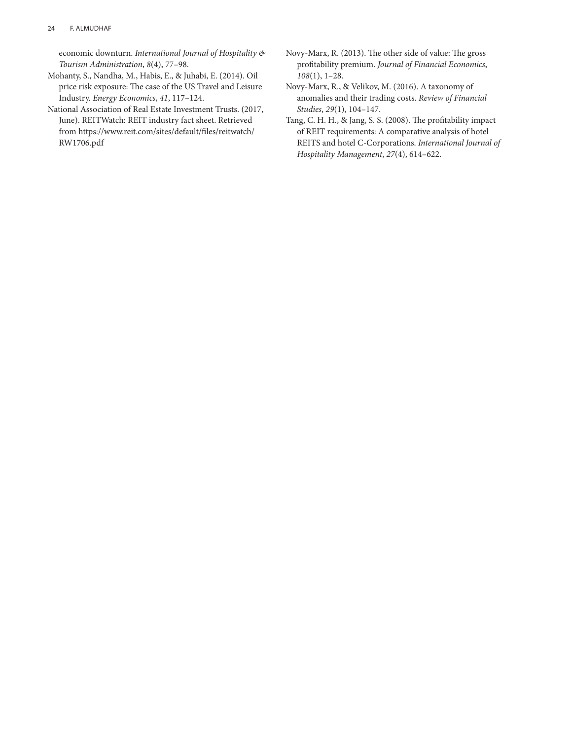economic downturn. *International Journal of Hospitality & Tourism Administration*, *8*(4), 77–98.

Mohanty, S., Nandha, M., Habis, E., & Juhabi, E. (2014). Oil price risk exposure: The case of the US Travel and Leisure Industry. *Energy Economics*, *41*, 117–124.

National Association of Real Estate Investment Trusts. (2017, June). REITWatch: REIT industry fact sheet. Retrieved from https://www.reit.com/sites/default/files/reitwatch/RW1706.pdf

Novy-Marx, R. (2013). The other side of value: The gross profitability premium. *Journal of Financial Economics*, *108*(1), 1–28.

Novy-Marx, R., & Velikov, M. (2016). A taxonomy of anomalies and their trading costs. *Review of Financial Studies*, *29*(1), 104–147.

Tang, C. H. H., & Jang, S. S. (2008). The profitability impact of REIT requirements: A comparative analysis of hotel REITS and hotel C-Corporations. *International Journal of Hospitality Management*, *27*(4), 614–622.